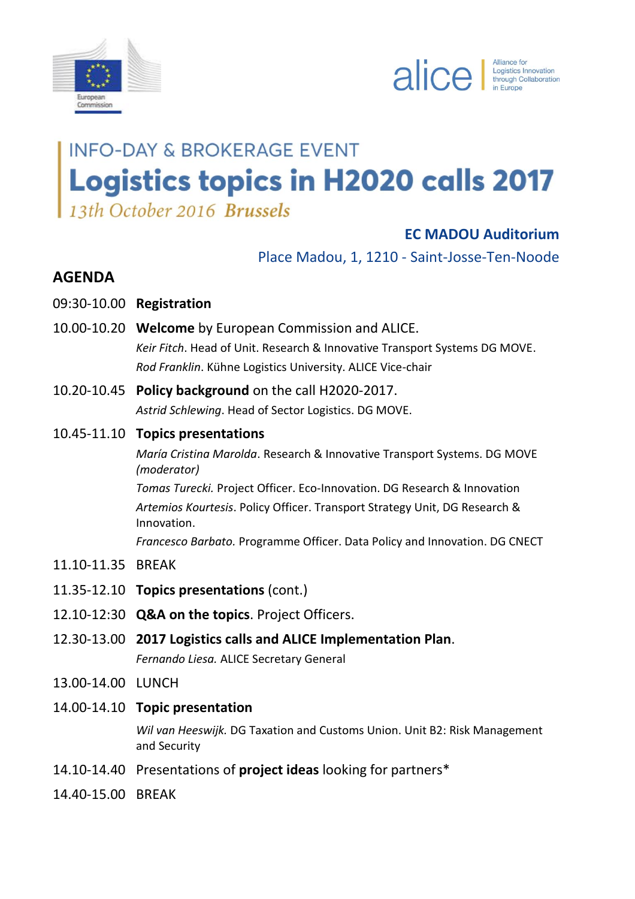European Commission

alice | Alliance for Logistics Innovation through Collaboration in Europe

## INFO-DAY & BROKERAGE EVENT

# Logistics topics in H2020 calls 2017

*13th October 2016* ***Brussels***

**EC MADOU Auditorium**

Place Madou, 1, 1210 - Saint-Josse-Ten-Noode

## AGENDA

09:30-10.00 **Registration**

10.00-10.20 **Welcome** by European Commission and ALICE.

*Keir Fitch*. Head of Unit. Research & Innovative Transport Systems DG MOVE.

*Rod Franklin*. Kühne Logistics University. ALICE Vice-chair

10.20-10.45 **Policy background** on the call H2020-2017.

*Astrid Schlewing*. Head of Sector Logistics. DG MOVE.

10.45-11.10 **Topics presentations**

*María Cristina Marolda*. Research & Innovative Transport Systems. DG MOVE *(moderator)*

*Tomas Turecki.* Project Officer. Eco-Innovation. DG Research & Innovation

*Artemios Kourtesis*. Policy Officer. Transport Strategy Unit, DG Research & Innovation.

*Francesco Barbato.* Programme Officer. Data Policy and Innovation. DG CNECT

11.10-11.35 BREAK

11.35-12.10 **Topics presentations** (cont.)

12.10-12:30 **Q&A on the topics**. Project Officers.

12.30-13.00 **2017 Logistics calls and ALICE Implementation Plan**.

*Fernando Liesa.* ALICE Secretary General

13.00-14.00 LUNCH

14.00-14.10 **Topic presentation**

*Wil van Heeswijk.* DG Taxation and Customs Union. Unit B2: Risk Management and Security

14.10-14.40 Presentations of **project ideas** looking for partners*

14.40-15.00 BREAK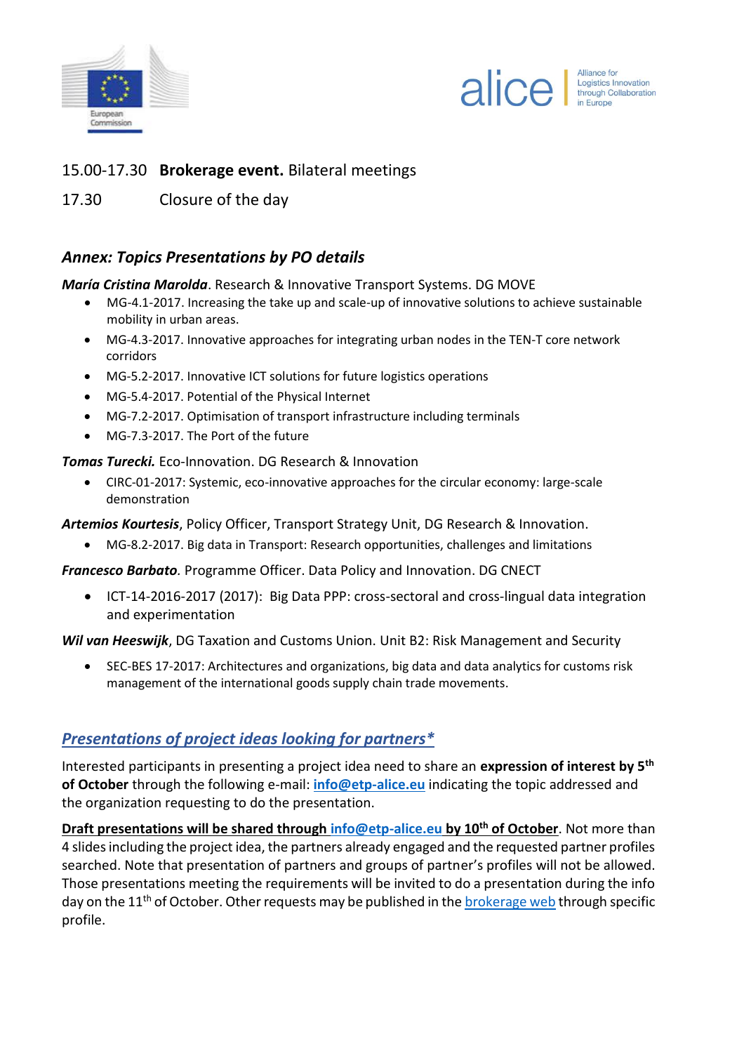15.00-17.30 **Brokerage event.** Bilateral meetings

17.30 Closure of the day

### *Annex: Topics Presentations by PO details*

***María Cristina Marolda***. Research & Innovative Transport Systems. DG MOVE

- MG-4.1-2017. Increasing the take up and scale-up of innovative solutions to achieve sustainable mobility in urban areas.
- MG-4.3-2017. Innovative approaches for integrating urban nodes in the TEN-T core network corridors
- MG-5.2-2017. Innovative ICT solutions for future logistics operations
- MG-5.4-2017. Potential of the Physical Internet
- MG-7.2-2017. Optimisation of transport infrastructure including terminals
- MG-7.3-2017. The Port of the future

***Tomas Turecki.*** Eco-Innovation. DG Research & Innovation

- CIRC-01-2017: Systemic, eco-innovative approaches for the circular economy: large-scale demonstration

***Artemios Kourtesis***, Policy Officer, Transport Strategy Unit, DG Research & Innovation.

- MG-8.2-2017. Big data in Transport: Research opportunities, challenges and limitations

***Francesco Barbato***. Programme Officer. Data Policy and Innovation. DG CNECT

- ICT-14-2016-2017 (2017): Big Data PPP: cross-sectoral and cross-lingual data integration and experimentation

***Wil van Heeswijk***, DG Taxation and Customs Union. Unit B2: Risk Management and Security

- SEC-BES 17-2017: Architectures and organizations, big data and data analytics for customs risk management of the international goods supply chain trade movements.

## *Presentations of project ideas looking for partners**

Interested participants in presenting a project idea need to share an **expression of interest by 5th of October** through the following e-mail: **info@etp-alice.eu** indicating the topic addressed and the organization requesting to do the presentation.

**Draft presentations will be shared through info@etp-alice.eu by 10th of October**. Not more than 4 slides including the project idea, the partners already engaged and the requested partner profiles searched. Note that presentation of partners and groups of partner's profiles will not be allowed. Those presentations meeting the requirements will be invited to do a presentation during the info day on the 11th of October. Other requests may be published in the brokerage web through specific profile.